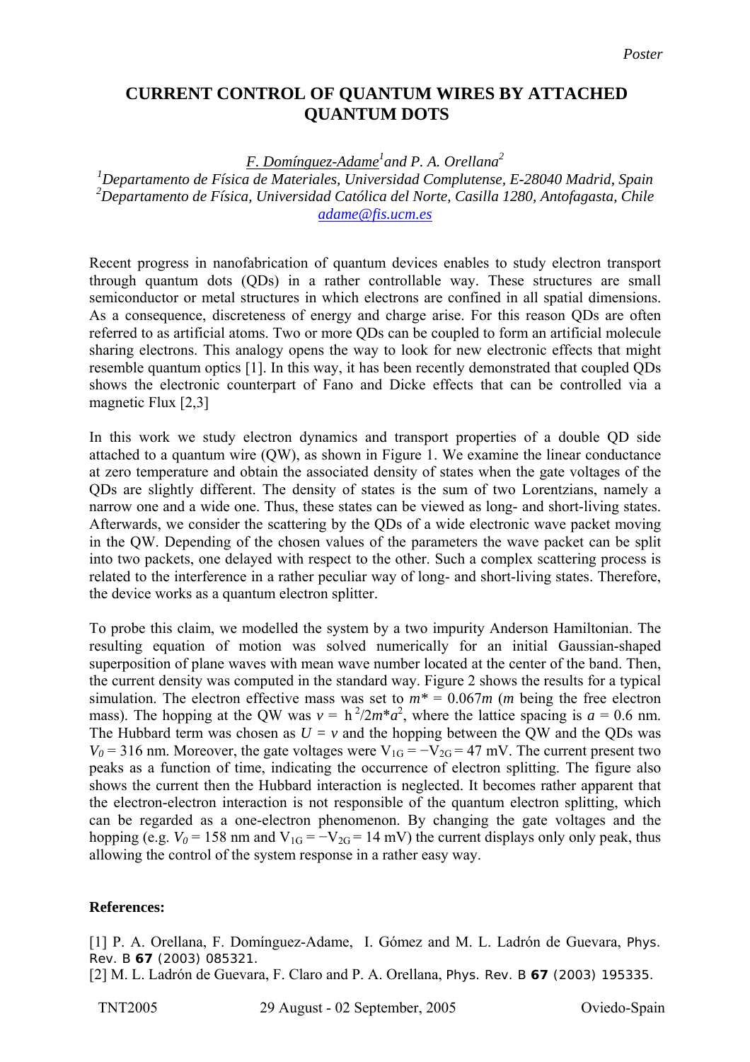*Poster*

# CURRENT CONTROL OF QUANTUM WIRES BY ATTACHED QUANTUM DOTS

*F. Domínguez-Adame*[1] *and P. A. Orellana*[2]

[1]*Departamento de Física de Materiales, Universidad Complutense, E-28040 Madrid, Spain*
[2]*Departamento de Física, Universidad Católica del Norte, Casilla 1280, Antofagasta, Chile*
*adame@fis.ucm.es*

Recent progress in nanofabrication of quantum devices enables to study electron transport through quantum dots (QDs) in a rather controllable way. These structures are small semiconductor or metal structures in which electrons are confined in all spatial dimensions. As a consequence, discreteness of energy and charge arise. For this reason QDs are often referred to as artificial atoms. Two or more QDs can be coupled to form an artificial molecule sharing electrons. This analogy opens the way to look for new electronic effects that might resemble quantum optics [1]. In this way, it has been recently demonstrated that coupled QDs shows the electronic counterpart of Fano and Dicke effects that can be controlled via a magnetic Flux [2,3]

In this work we study electron dynamics and transport properties of a double QD side attached to a quantum wire (QW), as shown in Figure 1. We examine the linear conductance at zero temperature and obtain the associated density of states when the gate voltages of the QDs are slightly different. The density of states is the sum of two Lorentzians, namely a narrow one and a wide one. Thus, these states can be viewed as long- and short-living states. Afterwards, we consider the scattering by the QDs of a wide electronic wave packet moving in the QW. Depending of the chosen values of the parameters the wave packet can be split into two packets, one delayed with respect to the other. Such a complex scattering process is related to the interference in a rather peculiar way of long- and short-living states. Therefore, the device works as a quantum electron splitter.

To probe this claim, we modelled the system by a two impurity Anderson Hamiltonian. The resulting equation of motion was solved numerically for an initial Gaussian-shaped superposition of plane waves with mean wave number located at the center of the band. Then, the current density was computed in the standard way. Figure 2 shows the results for a typical simulation. The electron effective mass was set to $m^* = 0.067m$ ($m$ being the free electron mass). The hopping at the QW was $v = h^2/2m^*a^2$, where the lattice spacing is $a = 0.6$ nm. The Hubbard term was chosen as $U = v$ and the hopping between the QW and the QDs was $V_0 = 316$ nm. Moreover, the gate voltages were $V_{1G} = -V_{2G} = 47$ mV. The current present two peaks as a function of time, indicating the occurrence of electron splitting. The figure also shows the current then the Hubbard interaction is neglected. It becomes rather apparent that the electron-electron interaction is not responsible of the quantum electron splitting, which can be regarded as a one-electron phenomenon. By changing the gate voltages and the hopping (e.g. $V_0 = 158$ nm and $V_{1G} = -V_{2G} = 14$ mV) the current displays only only peak, thus allowing the control of the system response in a rather easy way.

**References:**

[1] P. A. Orellana, F. Domínguez-Adame, I. Gómez and M. L. Ladrón de Guevara, Phys. Rev. B **67** (2003) 085321.
[2] M. L. Ladrón de Guevara, F. Claro and P. A. Orellana, Phys. Rev. B **67** (2003) 195335.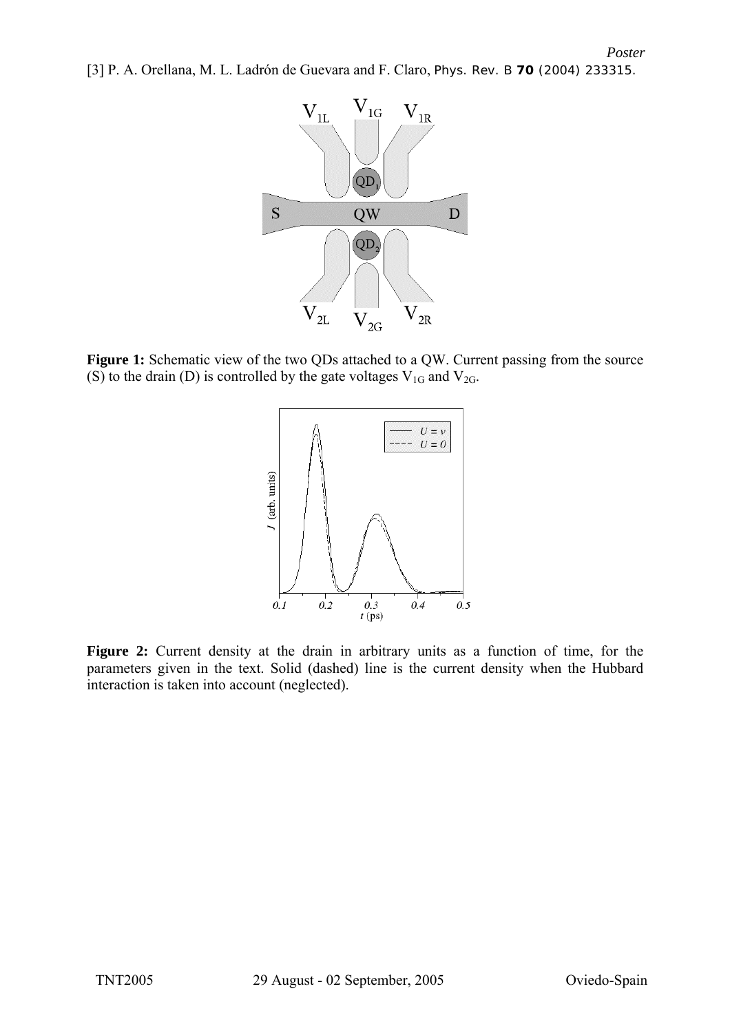[3] P. A. Orellana, M. L. Ladrón de Guevara and F. Claro, Phys. Rev. B **70** (2004) 233315.

$V_{1L}$ $V_{1G}$ $V_{1R}$

$QD_1$

S QW D

$QD_2$

$V_{2L}$ $V_{2G}$ $V_{2R}$

**Figure 1:** Schematic view of the two QDs attached to a QW. Current passing from the source (S) to the drain (D) is controlled by the gate voltages $V_{1G}$ and $V_{2G}$.

$U = v$

$U = 0$

$J$ (arb. units)

0.1 0.2 0.3 0.4 0.5

$t$ (ps)

**Figure 2:** Current density at the drain in arbitrary units as a function of time, for the parameters given in the text. Solid (dashed) line is the current density when the Hubbard interaction is taken into account (neglected).